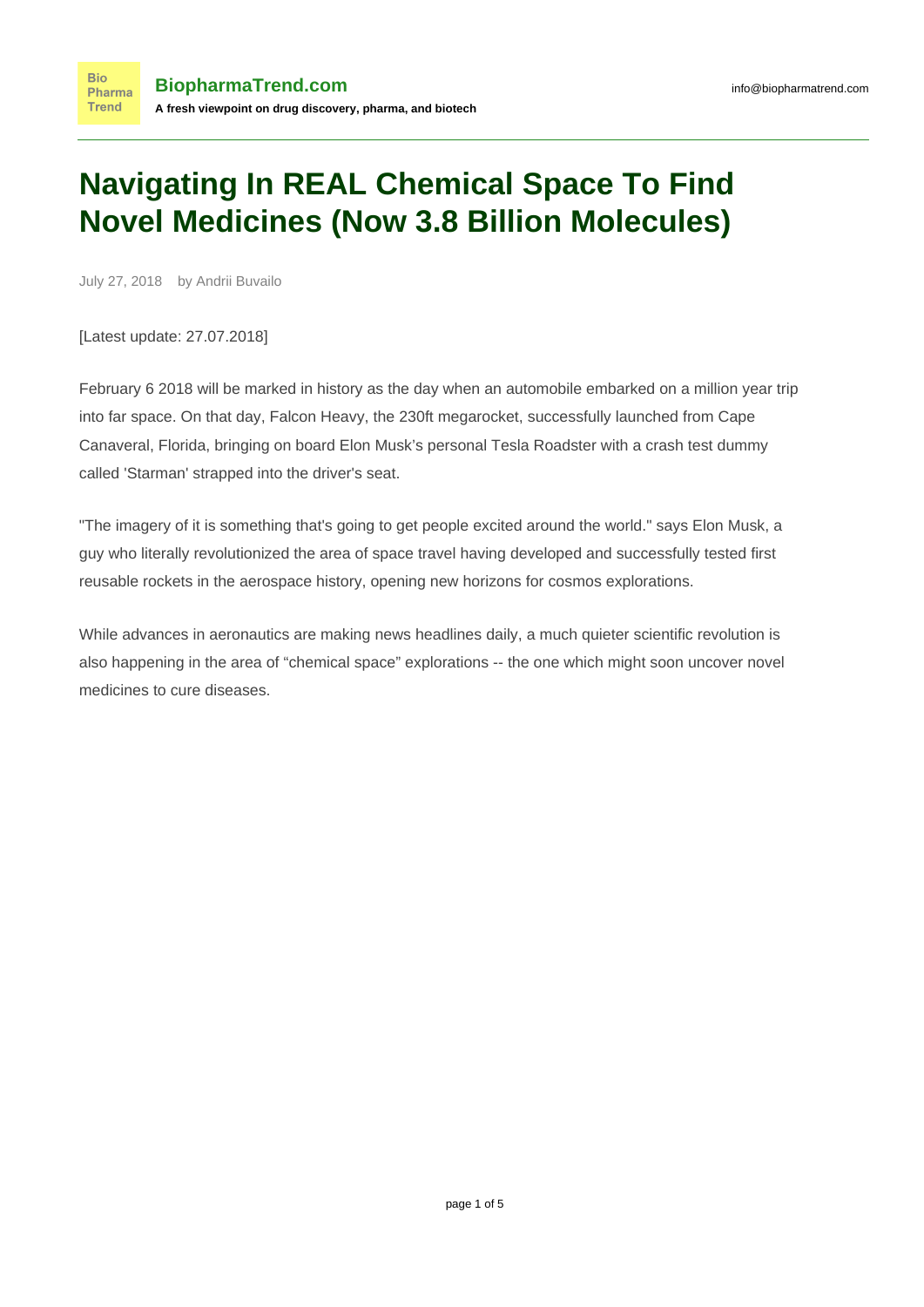# Navigating In REAL Chemical Space To Find Novel Medicines (Now 3.8 Billion Molecules)

July 27, 2018 by Andrii Buvailo

[Latest update: 27.07.2018]

February 6 2018 will be marked in history as the day when an automobile embarked on a million year trip into far space. On that day, Falcon Heavy, the 230ft megarocket, successfully launched from Cape Canaveral, Florida, bringing on board Elon Musk's personal Tesla Roadster with a crash test dummy called 'Starman' strapped into the driver's seat.

"The imagery of it is something that's going to get people excited around the world." says Elon Musk, a guy who literally revolutionized the area of space travel having developed and successfully tested first reusable rockets in the aerospace history, opening new horizons for cosmos explorations.

While advances in aeronautics are making news headlines daily, a much quieter scientific revolution is also happening in the area of "chemical space" explorations -- the one which might soon uncover novel medicines to cure diseases.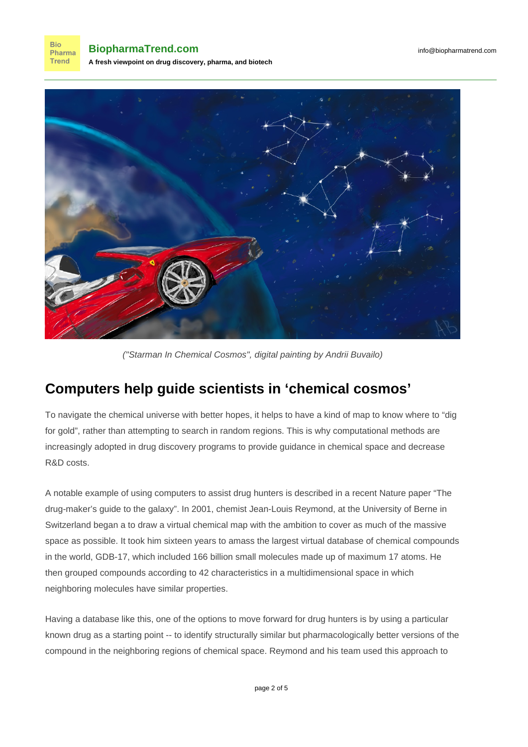("Starman In Chemical Cosmos", digital painting by Andrii Buvailo)

## Computers help guide scientists in 'chemical cosmos'

To navigate the chemical universe with better hopes, it helps to have a kind of map to know where to "dig for gold", rather than attempting to search in random regions. This is why computational methods are increasingly adopted in drug discovery programs to provide guidance in chemical space and decrease R&D costs.

A notable example of using computers to assist drug hunters is described in a recent Nature paper "The drug-maker's guide to the galaxy". In 2001, chemist Jean-Louis Reymond, at the University of Berne in Switzerland began a to draw a virtual chemical map with the ambition to cover as much of the massive space as possible. It took him sixteen years to amass the largest virtual database of chemical compounds in the world, GDB-17, which included 166 billion small molecules made up of maximum 17 atoms. He then grouped compounds according to 42 characteristics in a multidimensional space in which neighboring molecules have similar properties.

Having a database like this, one of the options to move forward for drug hunters is by using a particular known drug as a starting point -- to identify structurally similar but pharmacologically better versions of the compound in the neighboring regions of chemical space. Reymond and his team used this approach to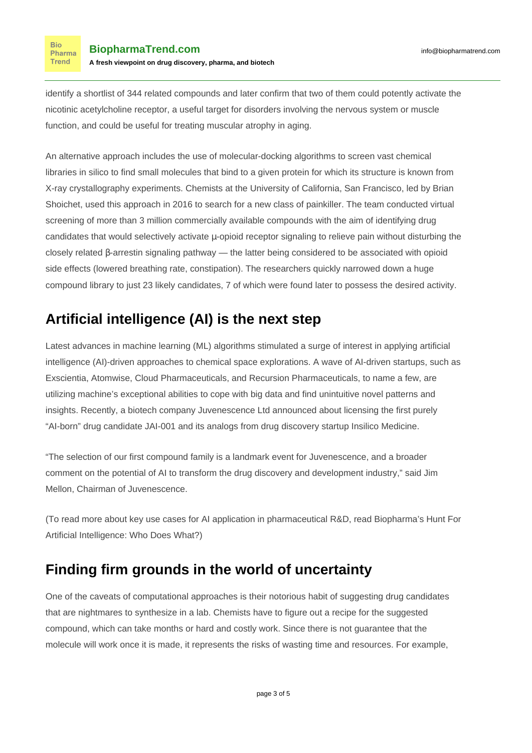identify a shortlist of 344 related compounds and later confirm that two of them could potently activate the nicotinic acetylcholine receptor, a useful target for disorders involving the nervous system or muscle function, and could be useful for treating muscular atrophy in aging.

An alternative approach includes the use of molecular-docking algorithms to screen vast chemical libraries in silico to find small molecules that bind to a given protein for which its structure is known from X-ray crystallography experiments. Chemists at the University of California, San Francisco, led by Brian Shoichet, used this approach in 2016 to search for a new class of painkiller. The team conducted virtual screening of more than 3 million commercially available compounds with the aim of identifying drug candidates that would selectively activate μ-opioid receptor signaling to relieve pain without disturbing the closely related β-arrestin signaling pathway — the latter being considered to be associated with opioid side effects (lowered breathing rate, constipation). The researchers quickly narrowed down a huge compound library to just 23 likely candidates, 7 of which were found later to possess the desired activity.

## Artificial intelligence (AI) is the next step

Latest advances in machine learning (ML) algorithms stimulated a surge of interest in applying artificial intelligence (AI)-driven approaches to chemical space explorations. A wave of AI-driven startups, such as Exscientia, Atomwise, Cloud Pharmaceuticals, and Recursion Pharmaceuticals, to name a few, are utilizing machine's exceptional abilities to cope with big data and find unintuitive novel patterns and insights. Recently, a biotech company Juvenescence Ltd announced about licensing the first purely "AI-born" drug candidate JAI-001 and its analogs from drug discovery startup Insilico Medicine.

"The selection of our first compound family is a landmark event for Juvenescence, and a broader comment on the potential of AI to transform the drug discovery and development industry," said Jim Mellon, Chairman of Juvenescence.

(To read more about key use cases for AI application in pharmaceutical R&D, read Biopharma's Hunt For Artificial Intelligence: Who Does What?)

## Finding firm grounds in the world of uncertainty

One of the caveats of computational approaches is their notorious habit of suggesting drug candidates that are nightmares to synthesize in a lab. Chemists have to figure out a recipe for the suggested compound, which can take months or hard and costly work. Since there is not guarantee that the molecule will work once it is made, it represents the risks of wasting time and resources. For example,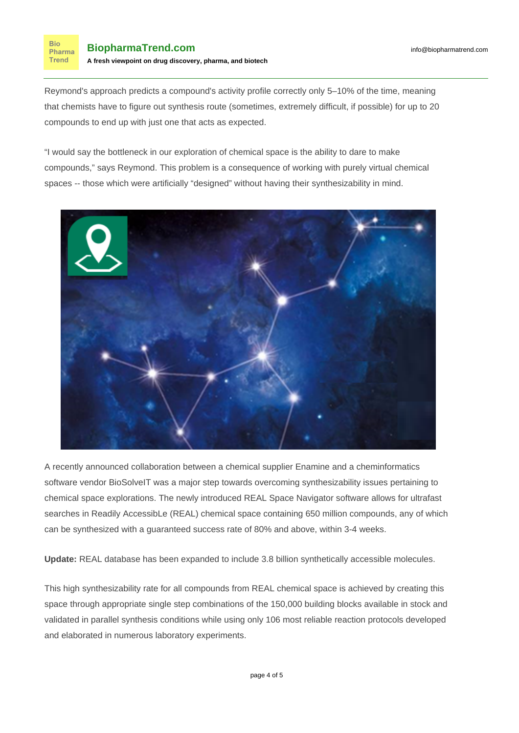Reymond's approach predicts a compound's activity profile correctly only 5–10% of the time, meaning that chemists have to figure out synthesis route (sometimes, extremely difficult, if possible) for up to 20 compounds to end up with just one that acts as expected.

“I would say the bottleneck in our exploration of chemical space is the ability to dare to make compounds,” says Reymond. This problem is a consequence of working with purely virtual chemical spaces -- those which were artificially “designed” without having their synthesizability in mind.

A recently announced collaboration between a chemical supplier Enamine and a cheminformatics software vendor BioSolveIT was a major step towards overcoming synthesizability issues pertaining to chemical space explorations. The newly introduced REAL Space Navigator software allows for ultrafast searches in Readily AccessibLe (REAL) chemical space containing 650 million compounds, any of which can be synthesized with a guaranteed success rate of 80% and above, within 3-4 weeks.

**Update:** REAL database has been expanded to include 3.8 billion synthetically accessible molecules.

This high synthesizability rate for all compounds from REAL chemical space is achieved by creating this space through appropriate single step combinations of the 150,000 building blocks available in stock and validated in parallel synthesis conditions while using only 106 most reliable reaction protocols developed and elaborated in numerous laboratory experiments.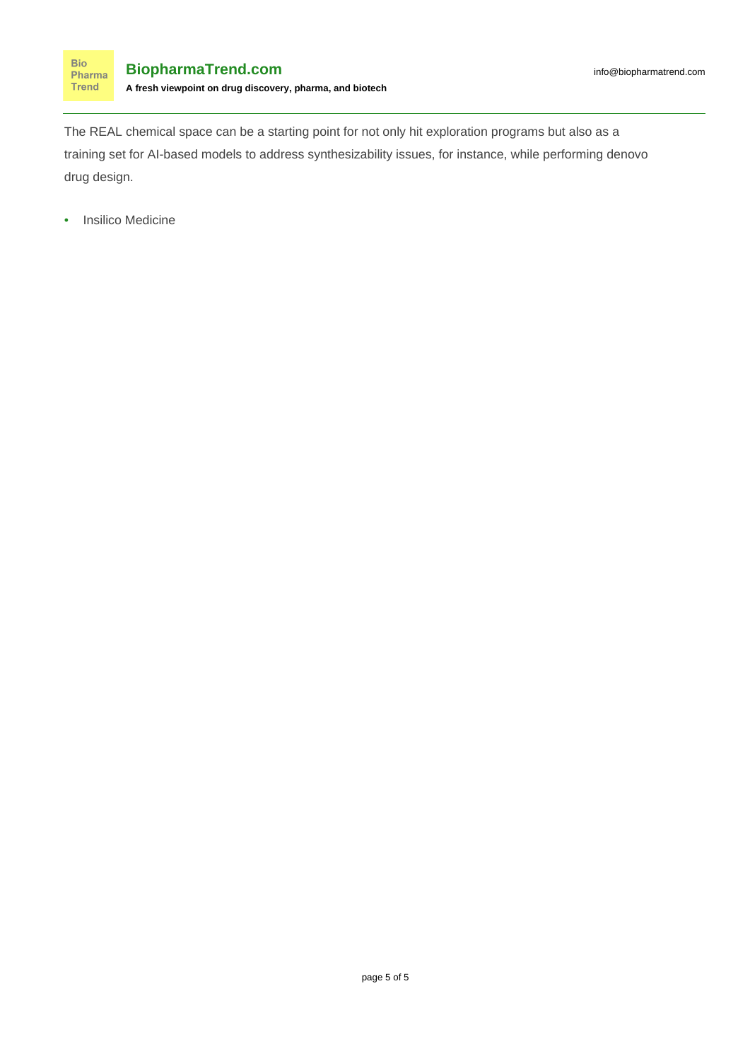The REAL chemical space can be a starting point for not only hit exploration programs but also as a training set for AI-based models to address synthesizability issues, for instance, while performing denovo drug design.

- Insilico Medicine